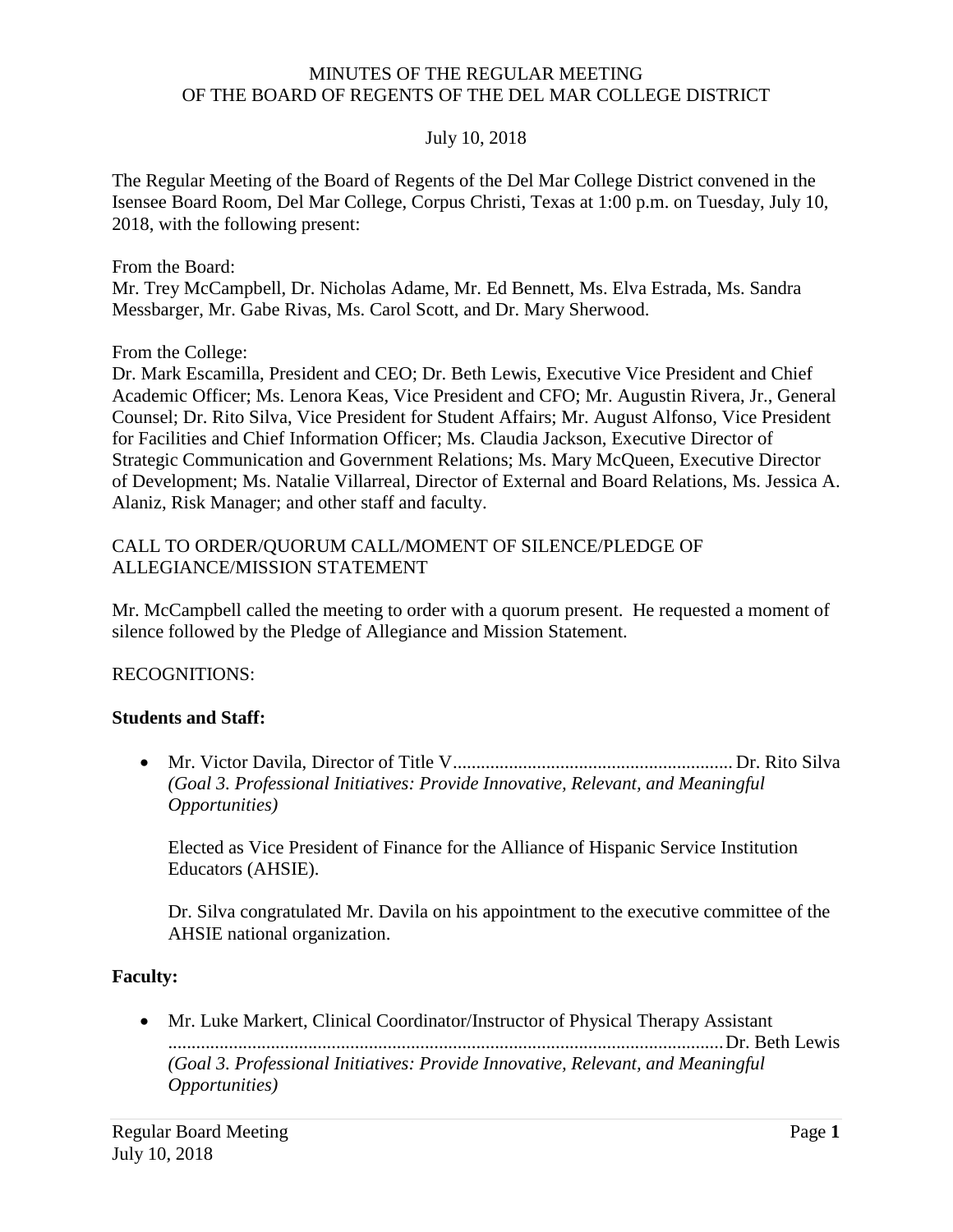MINUTES OF THE REGULAR MEETING
OF THE BOARD OF REGENTS OF THE DEL MAR COLLEGE DISTRICT

July 10, 2018

The Regular Meeting of the Board of Regents of the Del Mar College District convened in the Isensee Board Room, Del Mar College, Corpus Christi, Texas at 1:00 p.m. on Tuesday, July 10, 2018, with the following present:

From the Board:
Mr. Trey McCampbell, Dr. Nicholas Adame, Mr. Ed Bennett, Ms. Elva Estrada, Ms. Sandra Messbarger, Mr. Gabe Rivas, Ms. Carol Scott, and Dr. Mary Sherwood.

From the College:
Dr. Mark Escamilla, President and CEO; Dr. Beth Lewis, Executive Vice President and Chief Academic Officer; Ms. Lenora Keas, Vice President and CFO; Mr. Augustin Rivera, Jr., General Counsel; Dr. Rito Silva, Vice President for Student Affairs; Mr. August Alfonso, Vice President for Facilities and Chief Information Officer; Ms. Claudia Jackson, Executive Director of Strategic Communication and Government Relations; Ms. Mary McQueen, Executive Director of Development; Ms. Natalie Villarreal, Director of External and Board Relations, Ms. Jessica A. Alaniz, Risk Manager; and other staff and faculty.

CALL TO ORDER/QUORUM CALL/MOMENT OF SILENCE/PLEDGE OF ALLEGIANCE/MISSION STATEMENT

Mr. McCampbell called the meeting to order with a quorum present. He requested a moment of silence followed by the Pledge of Allegiance and Mission Statement.

RECOGNITIONS:

**Students and Staff:**

- Mr. Victor Davila, Director of Title V............................................................ Dr. Rito Silva
  *(Goal 3. Professional Initiatives: Provide Innovative, Relevant, and Meaningful Opportunities)*

  Elected as Vice President of Finance for the Alliance of Hispanic Service Institution Educators (AHSIE).

  Dr. Silva congratulated Mr. Davila on his appointment to the executive committee of the AHSIE national organization.

**Faculty:**

- Mr. Luke Markert, Clinical Coordinator/Instructor of Physical Therapy Assistant ...................................................................................................................... Dr. Beth Lewis
  *(Goal 3. Professional Initiatives: Provide Innovative, Relevant, and Meaningful Opportunities)*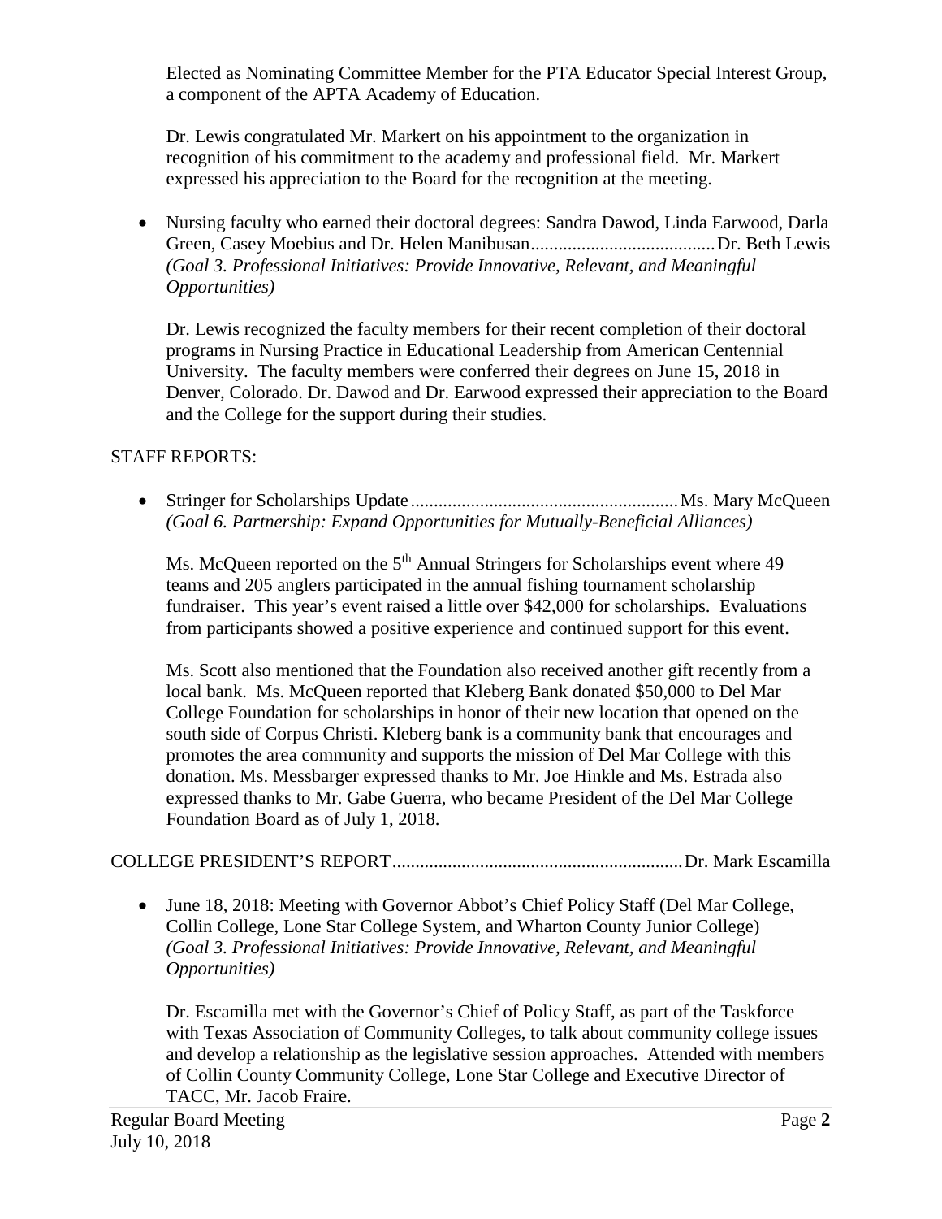Elected as Nominating Committee Member for the PTA Educator Special Interest Group, a component of the APTA Academy of Education.

Dr. Lewis congratulated Mr. Markert on his appointment to the organization in recognition of his commitment to the academy and professional field. Mr. Markert expressed his appreciation to the Board for the recognition at the meeting.

- Nursing faculty who earned their doctoral degrees: Sandra Dawod, Linda Earwood, Darla Green, Casey Moebius and Dr. Helen Manibusan........................................Dr. Beth Lewis *(Goal 3. Professional Initiatives: Provide Innovative, Relevant, and Meaningful Opportunities)*

  Dr. Lewis recognized the faculty members for their recent completion of their doctoral programs in Nursing Practice in Educational Leadership from American Centennial University. The faculty members were conferred their degrees on June 15, 2018 in Denver, Colorado. Dr. Dawod and Dr. Earwood expressed their appreciation to the Board and the College for the support during their studies.

STAFF REPORTS:

- Stringer for Scholarships Update..........................................................Ms. Mary McQueen *(Goal 6. Partnership: Expand Opportunities for Mutually-Beneficial Alliances)*

  Ms. McQueen reported on the 5th Annual Stringers for Scholarships event where 49 teams and 205 anglers participated in the annual fishing tournament scholarship fundraiser. This year's event raised a little over $42,000 for scholarships. Evaluations from participants showed a positive experience and continued support for this event.

  Ms. Scott also mentioned that the Foundation also received another gift recently from a local bank. Ms. McQueen reported that Kleberg Bank donated $50,000 to Del Mar College Foundation for scholarships in honor of their new location that opened on the south side of Corpus Christi. Kleberg bank is a community bank that encourages and promotes the area community and supports the mission of Del Mar College with this donation. Ms. Messbarger expressed thanks to Mr. Joe Hinkle and Ms. Estrada also expressed thanks to Mr. Gabe Guerra, who became President of the Del Mar College Foundation Board as of July 1, 2018.

COLLEGE PRESIDENT'S REPORT..............................................................Dr. Mark Escamilla

- June 18, 2018: Meeting with Governor Abbot's Chief Policy Staff (Del Mar College, Collin College, Lone Star College System, and Wharton County Junior College) *(Goal 3. Professional Initiatives: Provide Innovative, Relevant, and Meaningful Opportunities)*

  Dr. Escamilla met with the Governor's Chief of Policy Staff, as part of the Taskforce with Texas Association of Community Colleges, to talk about community college issues and develop a relationship as the legislative session approaches. Attended with members of Collin County Community College, Lone Star College and Executive Director of TACC, Mr. Jacob Fraire.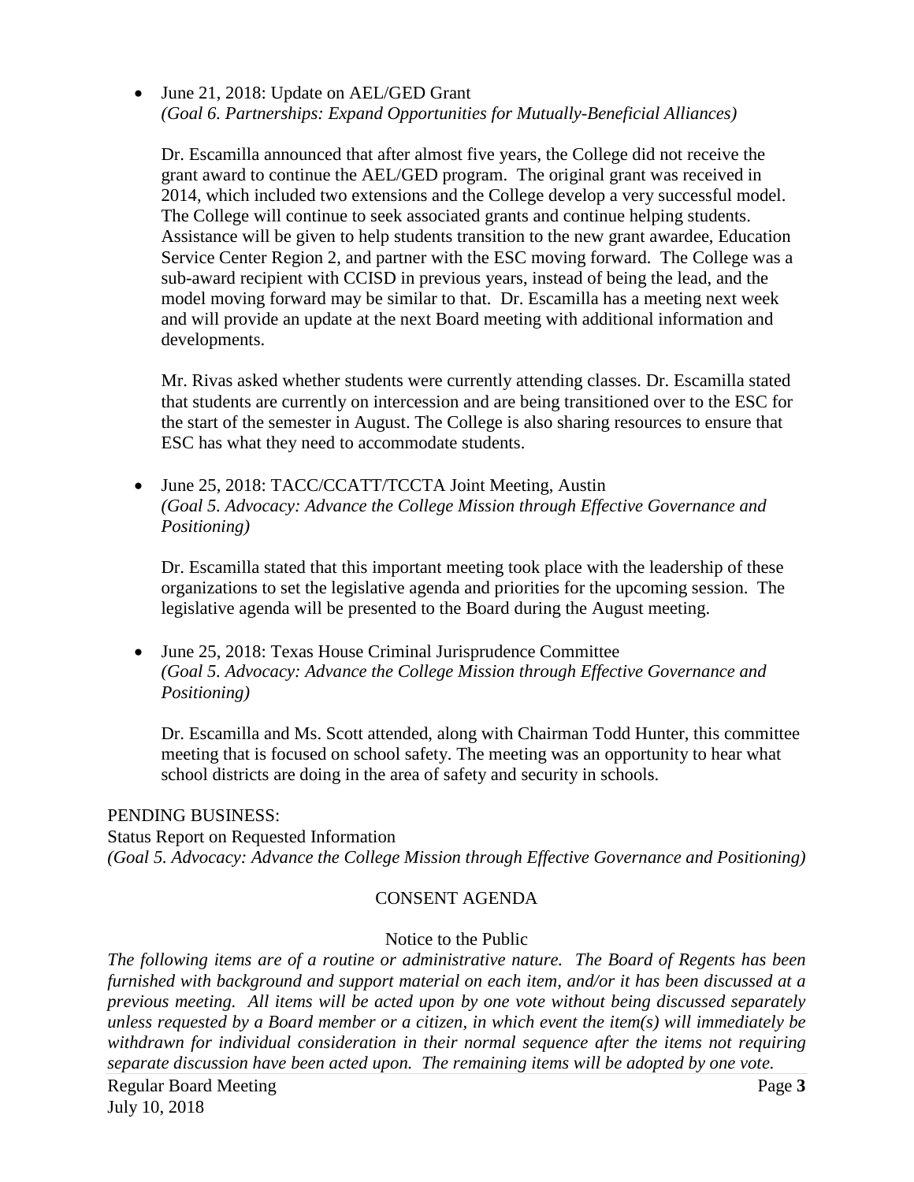- June 21, 2018: Update on AEL/GED Grant
  *(Goal 6. Partnerships: Expand Opportunities for Mutually-Beneficial Alliances)*

  Dr. Escamilla announced that after almost five years, the College did not receive the grant award to continue the AEL/GED program. The original grant was received in 2014, which included two extensions and the College develop a very successful model. The College will continue to seek associated grants and continue helping students. Assistance will be given to help students transition to the new grant awardee, Education Service Center Region 2, and partner with the ESC moving forward. The College was a sub-award recipient with CCISD in previous years, instead of being the lead, and the model moving forward may be similar to that. Dr. Escamilla has a meeting next week and will provide an update at the next Board meeting with additional information and developments.

  Mr. Rivas asked whether students were currently attending classes. Dr. Escamilla stated that students are currently on intercession and are being transitioned over to the ESC for the start of the semester in August. The College is also sharing resources to ensure that ESC has what they need to accommodate students.

- June 25, 2018: TACC/CCATT/TCCTA Joint Meeting, Austin
  *(Goal 5. Advocacy: Advance the College Mission through Effective Governance and Positioning)*

  Dr. Escamilla stated that this important meeting took place with the leadership of these organizations to set the legislative agenda and priorities for the upcoming session. The legislative agenda will be presented to the Board during the August meeting.

- June 25, 2018: Texas House Criminal Jurisprudence Committee
  *(Goal 5. Advocacy: Advance the College Mission through Effective Governance and Positioning)*

  Dr. Escamilla and Ms. Scott attended, along with Chairman Todd Hunter, this committee meeting that is focused on school safety. The meeting was an opportunity to hear what school districts are doing in the area of safety and security in schools.

PENDING BUSINESS:
Status Report on Requested Information
*(Goal 5. Advocacy: Advance the College Mission through Effective Governance and Positioning)*

## CONSENT AGENDA

Notice to the Public

*The following items are of a routine or administrative nature. The Board of Regents has been furnished with background and support material on each item, and/or it has been discussed at a previous meeting. All items will be acted upon by one vote without being discussed separately unless requested by a Board member or a citizen, in which event the item(s) will immediately be withdrawn for individual consideration in their normal sequence after the items not requiring separate discussion have been acted upon. The remaining items will be adopted by one vote.*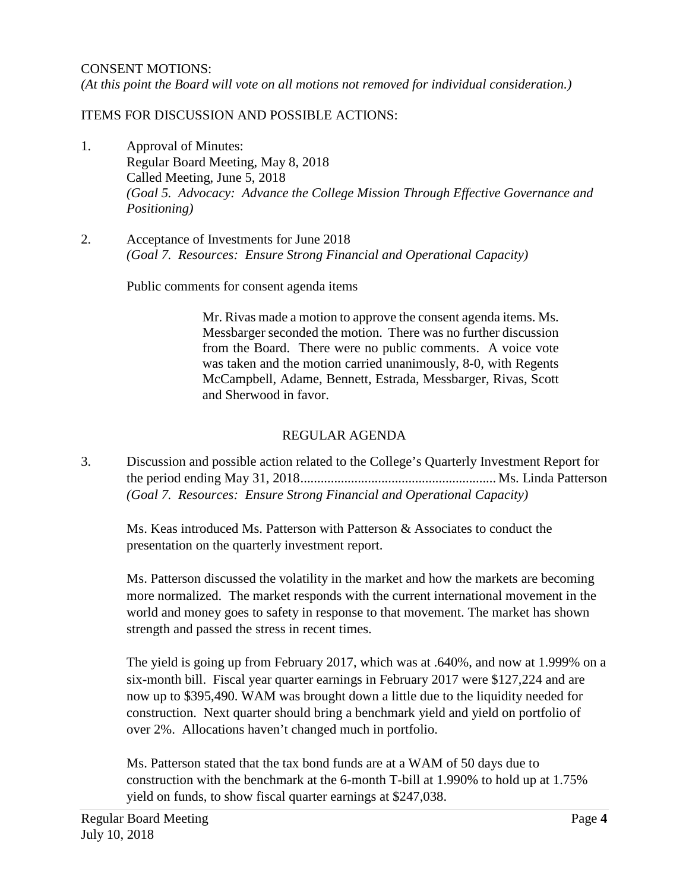CONSENT MOTIONS:
*(At this point the Board will vote on all motions not removed for individual consideration.)*

ITEMS FOR DISCUSSION AND POSSIBLE ACTIONS:

1. Approval of Minutes:
   Regular Board Meeting, May 8, 2018
   Called Meeting, June 5, 2018
   *(Goal 5. Advocacy: Advance the College Mission Through Effective Governance and Positioning)*

2. Acceptance of Investments for June 2018
   *(Goal 7. Resources: Ensure Strong Financial and Operational Capacity)*

   Public comments for consent agenda items

   > Mr. Rivas made a motion to approve the consent agenda items. Ms. Messbarger seconded the motion. There was no further discussion from the Board. There were no public comments. A voice vote was taken and the motion carried unanimously, 8-0, with Regents McCampbell, Adame, Bennett, Estrada, Messbarger, Rivas, Scott and Sherwood in favor.

## REGULAR AGENDA

3. Discussion and possible action related to the College's Quarterly Investment Report for the period ending May 31, 2018........................................................ Ms. Linda Patterson
   *(Goal 7. Resources: Ensure Strong Financial and Operational Capacity)*

   Ms. Keas introduced Ms. Patterson with Patterson & Associates to conduct the presentation on the quarterly investment report.

   Ms. Patterson discussed the volatility in the market and how the markets are becoming more normalized. The market responds with the current international movement in the world and money goes to safety in response to that movement. The market has shown strength and passed the stress in recent times.

   The yield is going up from February 2017, which was at .640%, and now at 1.999% on a six-month bill. Fiscal year quarter earnings in February 2017 were $127,224 and are now up to $395,490. WAM was brought down a little due to the liquidity needed for construction. Next quarter should bring a benchmark yield and yield on portfolio of over 2%. Allocations haven't changed much in portfolio.

   Ms. Patterson stated that the tax bond funds are at a WAM of 50 days due to construction with the benchmark at the 6-month T-bill at 1.990% to hold up at 1.75% yield on funds, to show fiscal quarter earnings at $247,038.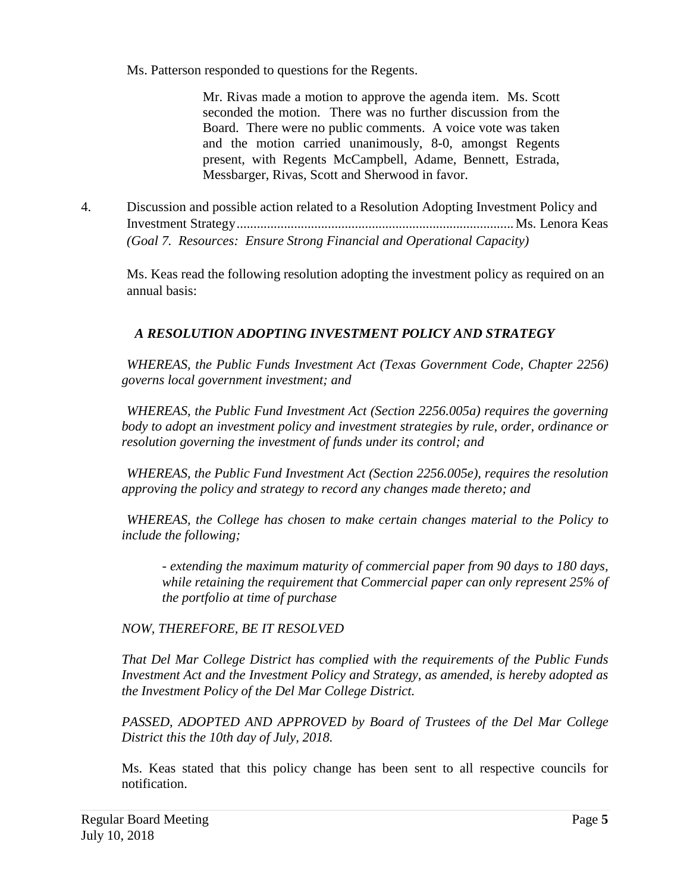Ms. Patterson responded to questions for the Regents.

> Mr. Rivas made a motion to approve the agenda item. Ms. Scott seconded the motion. There was no further discussion from the Board. There were no public comments. A voice vote was taken and the motion carried unanimously, 8-0, amongst Regents present, with Regents McCampbell, Adame, Bennett, Estrada, Messbarger, Rivas, Scott and Sherwood in favor.

4. Discussion and possible action related to a Resolution Adopting Investment Policy and Investment Strategy................................................................................Ms. Lenora Keas
   *(Goal 7. Resources: Ensure Strong Financial and Operational Capacity)*

   Ms. Keas read the following resolution adopting the investment policy as required on an annual basis:

   ***A RESOLUTION ADOPTING INVESTMENT POLICY AND STRATEGY***

   *WHEREAS, the Public Funds Investment Act (Texas Government Code, Chapter 2256) governs local government investment; and*

   *WHEREAS, the Public Fund Investment Act (Section 2256.005a) requires the governing body to adopt an investment policy and investment strategies by rule, order, ordinance or resolution governing the investment of funds under its control; and*

   *WHEREAS, the Public Fund Investment Act (Section 2256.005e), requires the resolution approving the policy and strategy to record any changes made thereto; and*

   *WHEREAS, the College has chosen to make certain changes material to the Policy to include the following;*

   *- extending the maximum maturity of commercial paper from 90 days to 180 days, while retaining the requirement that Commercial paper can only represent 25% of the portfolio at time of purchase*

   *NOW, THEREFORE, BE IT RESOLVED*

   *That Del Mar College District has complied with the requirements of the Public Funds Investment Act and the Investment Policy and Strategy, as amended, is hereby adopted as the Investment Policy of the Del Mar College District.*

   *PASSED, ADOPTED AND APPROVED by Board of Trustees of the Del Mar College District this the 10th day of July, 2018.*

   Ms. Keas stated that this policy change has been sent to all respective councils for notification.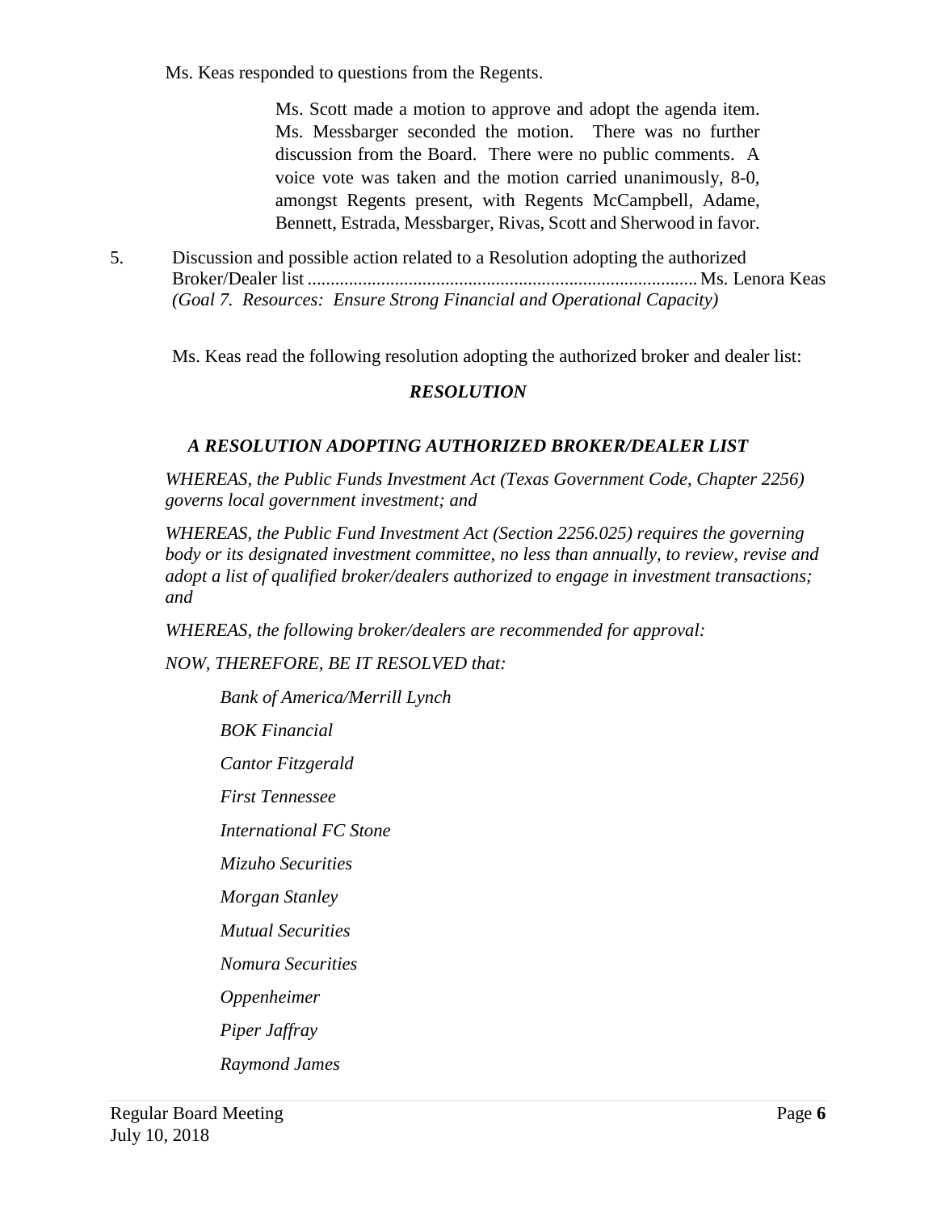Ms. Keas responded to questions from the Regents.

> Ms. Scott made a motion to approve and adopt the agenda item. Ms. Messbarger seconded the motion. There was no further discussion from the Board. There were no public comments. A voice vote was taken and the motion carried unanimously, 8-0, amongst Regents present, with Regents McCampbell, Adame, Bennett, Estrada, Messbarger, Rivas, Scott and Sherwood in favor.

5. Discussion and possible action related to a Resolution adopting the authorized Broker/Dealer list ..................................................................................... Ms. Lenora Keas
   *(Goal 7. Resources: Ensure Strong Financial and Operational Capacity)*

   Ms. Keas read the following resolution adopting the authorized broker and dealer list:

***RESOLUTION***

***A RESOLUTION ADOPTING AUTHORIZED BROKER/DEALER LIST***

*WHEREAS, the Public Funds Investment Act (Texas Government Code, Chapter 2256) governs local government investment; and*

*WHEREAS, the Public Fund Investment Act (Section 2256.025) requires the governing body or its designated investment committee, no less than annually, to review, revise and adopt a list of qualified broker/dealers authorized to engage in investment transactions; and*

*WHEREAS, the following broker/dealers are recommended for approval:*

*NOW, THEREFORE, BE IT RESOLVED that:*

*Bank of America/Merrill Lynch*

*BOK Financial*

*Cantor Fitzgerald*

*First Tennessee*

*International FC Stone*

*Mizuho Securities*

*Morgan Stanley*

*Mutual Securities*

*Nomura Securities*

*Oppenheimer*

*Piper Jaffray*

*Raymond James*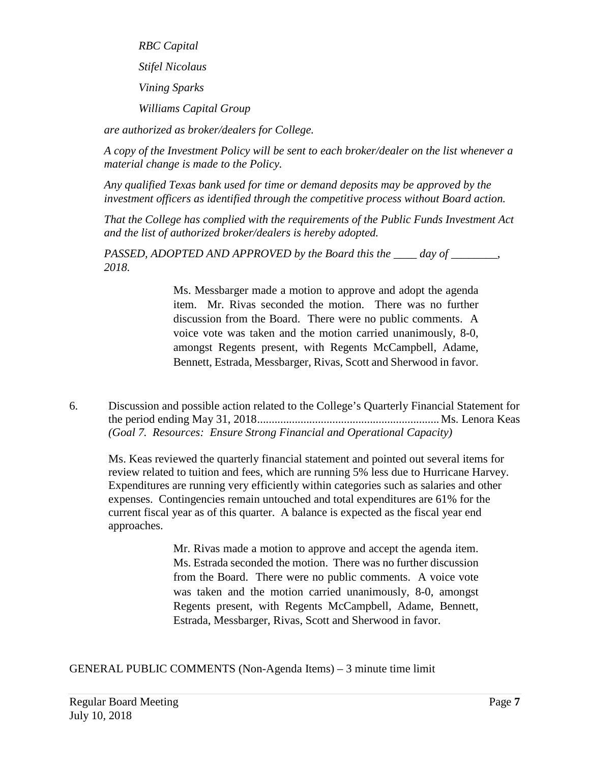*RBC Capital*

*Stifel Nicolaus*

*Vining Sparks*

*Williams Capital Group*

*are authorized as broker/dealers for College.*

*A copy of the Investment Policy will be sent to each broker/dealer on the list whenever a material change is made to the Policy.*

*Any qualified Texas bank used for time or demand deposits may be approved by the investment officers as identified through the competitive process without Board action.*

*That the College has complied with the requirements of the Public Funds Investment Act and the list of authorized broker/dealers is hereby adopted.*

*PASSED, ADOPTED AND APPROVED by the Board this the ____ day of ________, 2018.*

> Ms. Messbarger made a motion to approve and adopt the agenda item. Mr. Rivas seconded the motion. There was no further discussion from the Board. There were no public comments. A voice vote was taken and the motion carried unanimously, 8-0, amongst Regents present, with Regents McCampbell, Adame, Bennett, Estrada, Messbarger, Rivas, Scott and Sherwood in favor.

6. Discussion and possible action related to the College's Quarterly Financial Statement for the period ending May 31, 2018.............................................................. Ms. Lenora Keas
*(Goal 7. Resources: Ensure Strong Financial and Operational Capacity)*

Ms. Keas reviewed the quarterly financial statement and pointed out several items for review related to tuition and fees, which are running 5% less due to Hurricane Harvey. Expenditures are running very efficiently within categories such as salaries and other expenses. Contingencies remain untouched and total expenditures are 61% for the current fiscal year as of this quarter. A balance is expected as the fiscal year end approaches.

> Mr. Rivas made a motion to approve and accept the agenda item. Ms. Estrada seconded the motion. There was no further discussion from the Board. There were no public comments. A voice vote was taken and the motion carried unanimously, 8-0, amongst Regents present, with Regents McCampbell, Adame, Bennett, Estrada, Messbarger, Rivas, Scott and Sherwood in favor.

GENERAL PUBLIC COMMENTS (Non-Agenda Items) – 3 minute time limit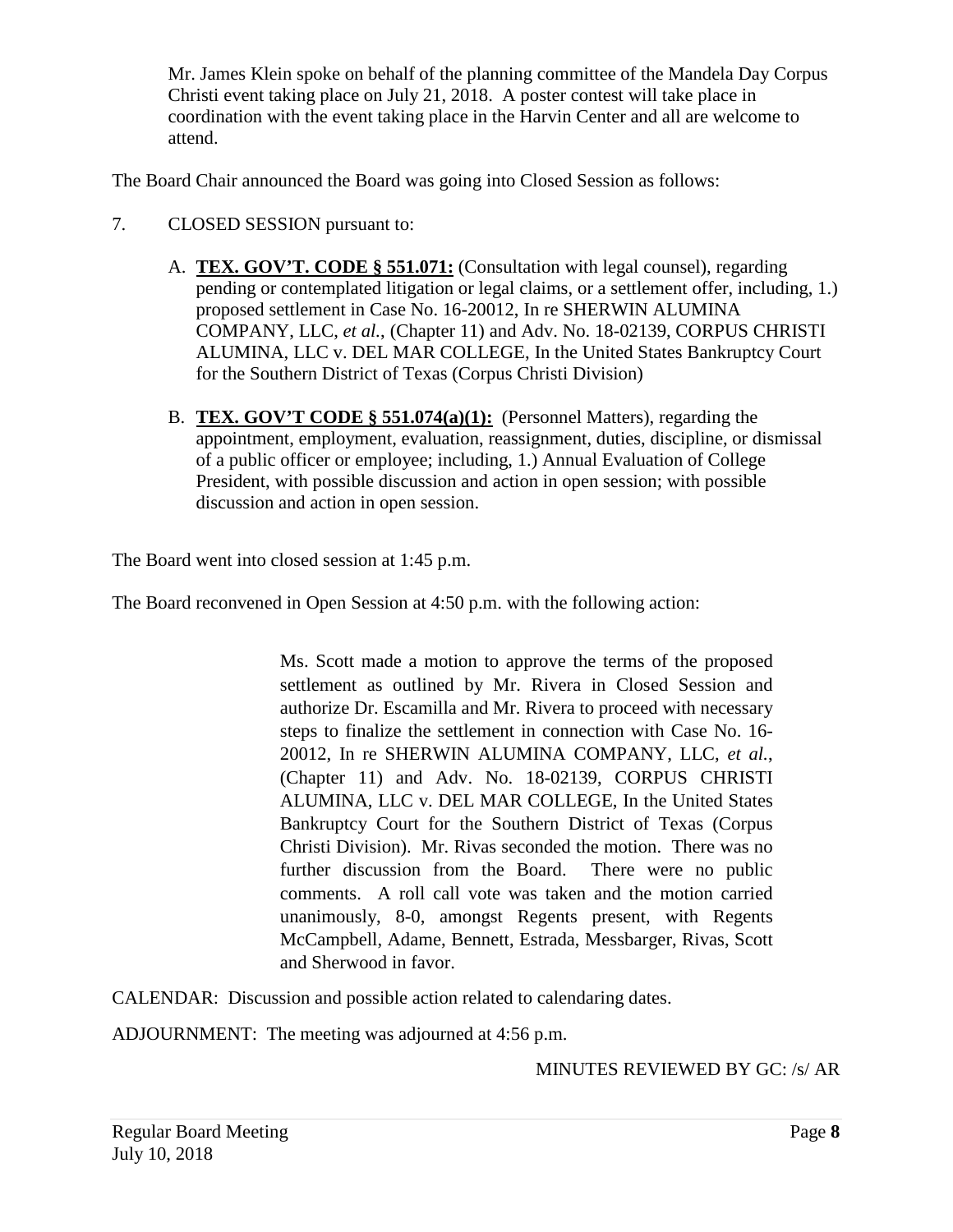Mr. James Klein spoke on behalf of the planning committee of the Mandela Day Corpus Christi event taking place on July 21, 2018. A poster contest will take place in coordination with the event taking place in the Harvin Center and all are welcome to attend.

The Board Chair announced the Board was going into Closed Session as follows:

7. CLOSED SESSION pursuant to:

   A. **TEX. GOV'T. CODE § 551.071:** (Consultation with legal counsel), regarding pending or contemplated litigation or legal claims, or a settlement offer, including, 1.) proposed settlement in Case No. 16-20012, In re SHERWIN ALUMINA COMPANY, LLC, *et al.*, (Chapter 11) and Adv. No. 18-02139, CORPUS CHRISTI ALUMINA, LLC v. DEL MAR COLLEGE, In the United States Bankruptcy Court for the Southern District of Texas (Corpus Christi Division)

   B. **TEX. GOV'T CODE § 551.074(a)(1):** (Personnel Matters), regarding the appointment, employment, evaluation, reassignment, duties, discipline, or dismissal of a public officer or employee; including, 1.) Annual Evaluation of College President, with possible discussion and action in open session; with possible discussion and action in open session.

The Board went into closed session at 1:45 p.m.

The Board reconvened in Open Session at 4:50 p.m. with the following action:

> Ms. Scott made a motion to approve the terms of the proposed settlement as outlined by Mr. Rivera in Closed Session and authorize Dr. Escamilla and Mr. Rivera to proceed with necessary steps to finalize the settlement in connection with Case No. 16-20012, In re SHERWIN ALUMINA COMPANY, LLC, *et al.*, (Chapter 11) and Adv. No. 18-02139, CORPUS CHRISTI ALUMINA, LLC v. DEL MAR COLLEGE, In the United States Bankruptcy Court for the Southern District of Texas (Corpus Christi Division). Mr. Rivas seconded the motion. There was no further discussion from the Board. There were no public comments. A roll call vote was taken and the motion carried unanimously, 8-0, amongst Regents present, with Regents McCampbell, Adame, Bennett, Estrada, Messbarger, Rivas, Scott and Sherwood in favor.

CALENDAR: Discussion and possible action related to calendaring dates.

ADJOURNMENT: The meeting was adjourned at 4:56 p.m.

MINUTES REVIEWED BY GC: /s/ AR